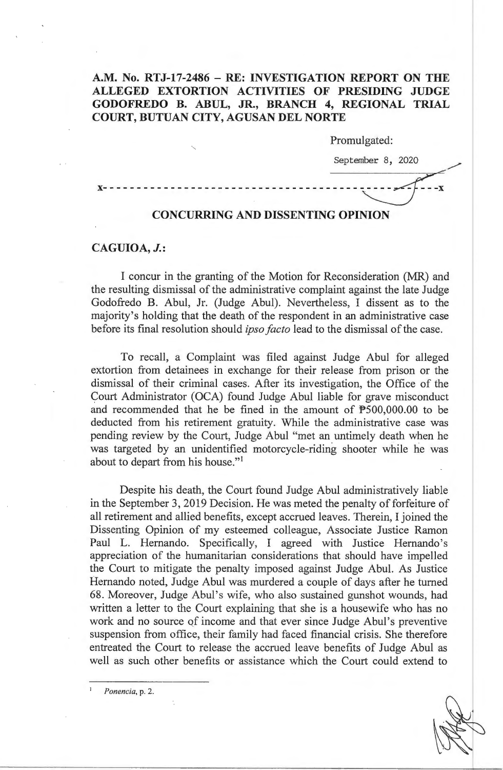**A.M. No. RTJ-17-2486 – RE: INVESTIGATION REPORT ON THE ALLEGED EXTORTION ACTIVITIES OF PRESIDING JUDGE GODOFREDO B. ABUL, JR., BRANCH 4, REGIONAL TRIAL COURT, BUTUAN CITY, AGUSAN DEL NORTE**

Promulgated:

September 8, 2020

x- - - - - - - - - - - - - - - - - - - - - - - - - - - - - - - - - - - - - - - - - - - - - -x

## CONCURRING AND DISSENTING OPINION

**CAGUIOA, *J.*:**

I concur in the granting of the Motion for Reconsideration (MR) and the resulting dismissal of the administrative complaint against the late Judge Godofredo B. Abul, Jr. (Judge Abul). Nevertheless, I dissent as to the majority's holding that the death of the respondent in an administrative case before its final resolution should *ipso facto* lead to the dismissal of the case.

To recall, a Complaint was filed against Judge Abul for alleged extortion from detainees in exchange for their release from prison or the dismissal of their criminal cases. After its investigation, the Office of the Court Administrator (OCA) found Judge Abul liable for grave misconduct and recommended that he be fined in the amount of ₱500,000.00 to be deducted from his retirement gratuity. While the administrative case was pending review by the Court, Judge Abul "met an untimely death when he was targeted by an unidentified motorcycle-riding shooter while he was about to depart from his house."[1]

Despite his death, the Court found Judge Abul administratively liable in the September 3, 2019 Decision. He was meted the penalty of forfeiture of all retirement and allied benefits, except accrued leaves. Therein, I joined the Dissenting Opinion of my esteemed colleague, Associate Justice Ramon Paul L. Hernando. Specifically, I agreed with Justice Hernando's appreciation of the humanitarian considerations that should have impelled the Court to mitigate the penalty imposed against Judge Abul. As Justice Hernando noted, Judge Abul was murdered a couple of days after he turned 68. Moreover, Judge Abul's wife, who also sustained gunshot wounds, had written a letter to the Court explaining that she is a housewife who has no work and no source of income and that ever since Judge Abul's preventive suspension from office, their family had faced financial crisis. She therefore entreated the Court to release the accrued leave benefits of Judge Abul as well as such other benefits or assistance which the Court could extend to

---

[1] *Ponencia*, p. 2.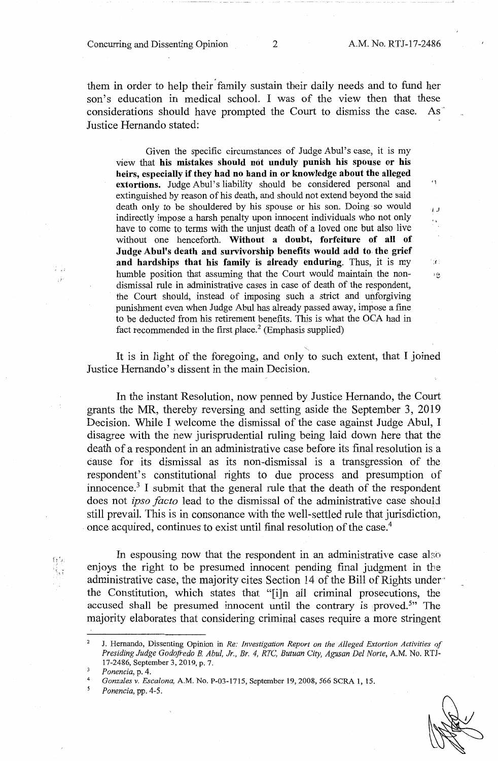them in order to help their family sustain their daily needs and to fund her son's education in medical school. I was of the view then that these considerations should have prompted the Court to dismiss the case. As Justice Hernando stated:

> Given the specific circumstances of Judge Abul's case, it is my view that **his mistakes should not unduly punish his spouse or his heirs, especially if they had no hand in or knowledge about the alleged extortions.** Judge Abul's liability should be considered personal and extinguished by reason of his death, and should not extend beyond the said death only to be shouldered by his spouse or his son. Doing so would indirectly impose a harsh penalty upon innocent individuals who not only have to come to terms with the unjust death of a loved one but also live without one henceforth. **Without a doubt, forfeiture of all of Judge Abul's death and survivorship benefits would add to the grief and hardships that his family is already enduring**. Thus, it is my humble position that assuming that the Court would maintain the non-dismissal rule in administrative cases in case of death of the respondent, the Court should, instead of imposing such a strict and unforgiving punishment even when Judge Abul has already passed away, impose a fine to be deducted from his retirement benefits. This is what the OCA had in fact recommended in the first place.[2] (Emphasis supplied)

It is in light of the foregoing, and only to such extent, that I joined Justice Hernando's dissent in the main Decision.

In the instant Resolution, now penned by Justice Hernando, the Court grants the MR, thereby reversing and setting aside the September 3, 2019 Decision. While I welcome the dismissal of the case against Judge Abul, I disagree with the new jurisprudential ruling being laid down here that the death of a respondent in an administrative case before its final resolution is a cause for its dismissal as its non-dismissal is a transgression of the respondent's constitutional rights to due process and presumption of innocence.[3] I submit that the general rule that the death of the respondent does not *ipso facto* lead to the dismissal of the administrative case should still prevail. This is in consonance with the well-settled rule that jurisdiction, once acquired, continues to exist until final resolution of the case.[4]

In espousing now that the respondent in an administrative case also enjoys the right to be presumed innocent pending final judgment in the administrative case, the majority cites Section 14 of the Bill of Rights under the Constitution, which states that "[i]n all criminal prosecutions, the accused shall be presumed innocent until the contrary is proved.[5]" The majority elaborates that considering criminal cases require a more stringent

---

[2] J. Hernando, Dissenting Opinion in *Re: Investigation Report on the Alleged Extortion Activities of Presiding Judge Godofredo B. Abul, Jr., Br. 4, RTC, Butuan City, Agusan Del Norte*, A.M. No. RTJ-17-2486, September 3, 2019, p. 7.

[3] *Ponencia*, p. 4.

[4] *Gonzales v. Escalona*, A.M. No. P-03-1715, September 19, 2008, 566 SCRA 1, 15.

[5] *Ponencia*, pp. 4-5.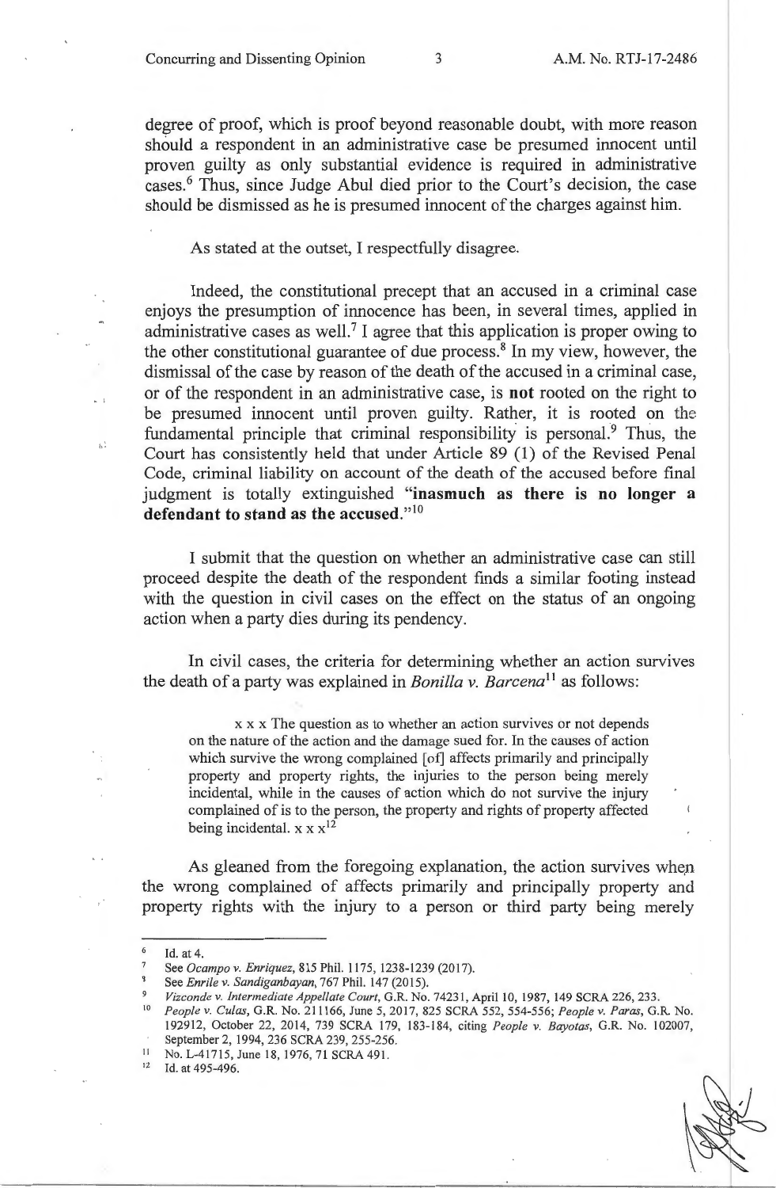degree of proof, which is proof beyond reasonable doubt, with more reason should a respondent in an administrative case be presumed innocent until proven guilty as only substantial evidence is required in administrative cases.[6] Thus, since Judge Abul died prior to the Court's decision, the case should be dismissed as he is presumed innocent of the charges against him.

As stated at the outset, I respectfully disagree.

Indeed, the constitutional precept that an accused in a criminal case enjoys the presumption of innocence has been, in several times, applied in administrative cases as well.[7] I agree that this application is proper owing to the other constitutional guarantee of due process.[8] In my view, however, the dismissal of the case by reason of the death of the accused in a criminal case, or of the respondent in an administrative case, is **not** rooted on the right to be presumed innocent until proven guilty. Rather, it is rooted on the fundamental principle that criminal responsibility is personal.[9] Thus, the Court has consistently held that under Article 89 (1) of the Revised Penal Code, criminal liability on account of the death of the accused before final judgment is totally extinguished "**inasmuch as there is no longer a defendant to stand as the accused.**"[10]

I submit that the question on whether an administrative case can still proceed despite the death of the respondent finds a similar footing instead with the question in civil cases on the effect on the status of an ongoing action when a party dies during its pendency.

In civil cases, the criteria for determining whether an action survives the death of a party was explained in *Bonilla v. Barcena*[11] as follows:

> x x x The question as to whether an action survives or not depends on the nature of the action and the damage sued for. In the causes of action which survive the wrong complained [of] affects primarily and principally property and property rights, the injuries to the person being merely incidental, while in the causes of action which do not survive the injury complained of is to the person, the property and rights of property affected being incidental. x x x[12]

As gleaned from the foregoing explanation, the action survives when the wrong complained of affects primarily and principally property and property rights with the injury to a person or third party being merely

---

[6] Id. at 4.

[7] See *Ocampo v. Enriquez*, 815 Phil. 1175, 1238-1239 (2017).

[8] See *Enrile v. Sandiganbayan*, 767 Phil. 147 (2015).

[9] *Vizconde v. Intermediate Appellate Court*, G.R. No. 74231, April 10, 1987, 149 SCRA 226, 233.

[10] *People v. Culas*, G.R. No. 211166, June 5, 2017, 825 SCRA 552, 554-556; *People v. Paras*, G.R. No. 192912, October 22, 2014, 739 SCRA 179, 183-184, citing *People v. Bayotas*, G.R. No. 102007, September 2, 1994, 236 SCRA 239, 255-256.

[11] No. L-41715, June 18, 1976, 71 SCRA 491.

[12] Id. at 495-496.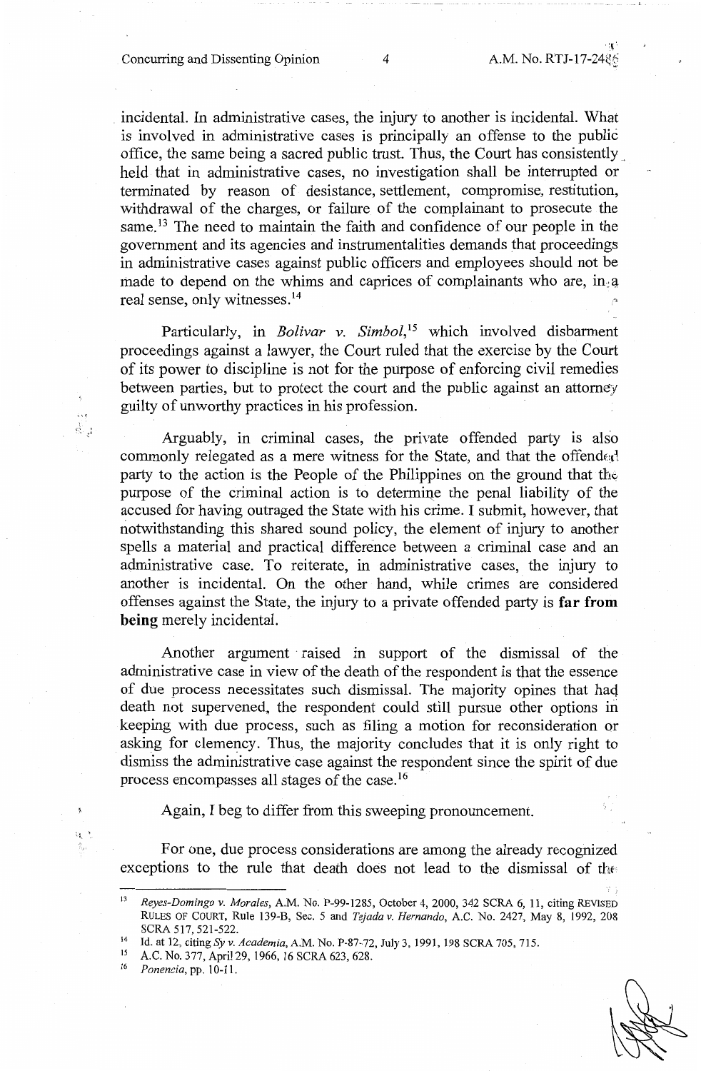incidental. In administrative cases, the injury to another is incidental. What is involved in administrative cases is principally an offense to the public office, the same being a sacred public trust. Thus, the Court has consistently held that in administrative cases, no investigation shall be interrupted or terminated by reason of desistance, settlement, compromise, restitution, withdrawal of the charges, or failure of the complainant to prosecute the same.[13] The need to maintain the faith and confidence of our people in the government and its agencies and instrumentalities demands that proceedings in administrative cases against public officers and employees should not be made to depend on the whims and caprices of complainants who are, in a real sense, only witnesses.[14]

Particularly, in *Bolivar v. Simbol*,[15] which involved disbarment proceedings against a lawyer, the Court ruled that the exercise by the Court of its power to discipline is not for the purpose of enforcing civil remedies between parties, but to protect the court and the public against an attorney guilty of unworthy practices in his profession.

Arguably, in criminal cases, the private offended party is also commonly relegated as a mere witness for the State, and that the offended party to the action is the People of the Philippines on the ground that the purpose of the criminal action is to determine the penal liability of the accused for having outraged the State with his crime. I submit, however, that notwithstanding this shared sound policy, the element of injury to another spells a material and practical difference between a criminal case and an administrative case. To reiterate, in administrative cases, the injury to another is incidental. On the other hand, while crimes are considered offenses against the State, the injury to a private offended party is **far from being** merely incidental.

Another argument raised in support of the dismissal of the administrative case in view of the death of the respondent is that the essence of due process necessitates such dismissal. The majority opines that had death not supervened, the respondent could still pursue other options in keeping with due process, such as filing a motion for reconsideration or asking for clemency. Thus, the majority concludes that it is only right to dismiss the administrative case against the respondent since the spirit of due process encompasses all stages of the case.[16]

Again, I beg to differ from this sweeping pronouncement.

For one, due process considerations are among the already recognized exceptions to the rule that death does not lead to the dismissal of the

---

[13] *Reyes-Domingo v. Morales*, A.M. No. P-99-1285, October 4, 2000, 342 SCRA 6, 11, citing REVISED RULES OF COURT, Rule 139-B, Sec. 5 and *Tejada v. Hernando*, A.C. No. 2427, May 8, 1992, 208 SCRA 517, 521-522.

[14] Id. at 12, citing *Sy v. Academia*, A.M. No. P-87-72, July 3, 1991, 198 SCRA 705, 715.

[15] A.C. No. 377, April 29, 1966, 16 SCRA 623, 628.

[16] *Ponencia*, pp. 10-11.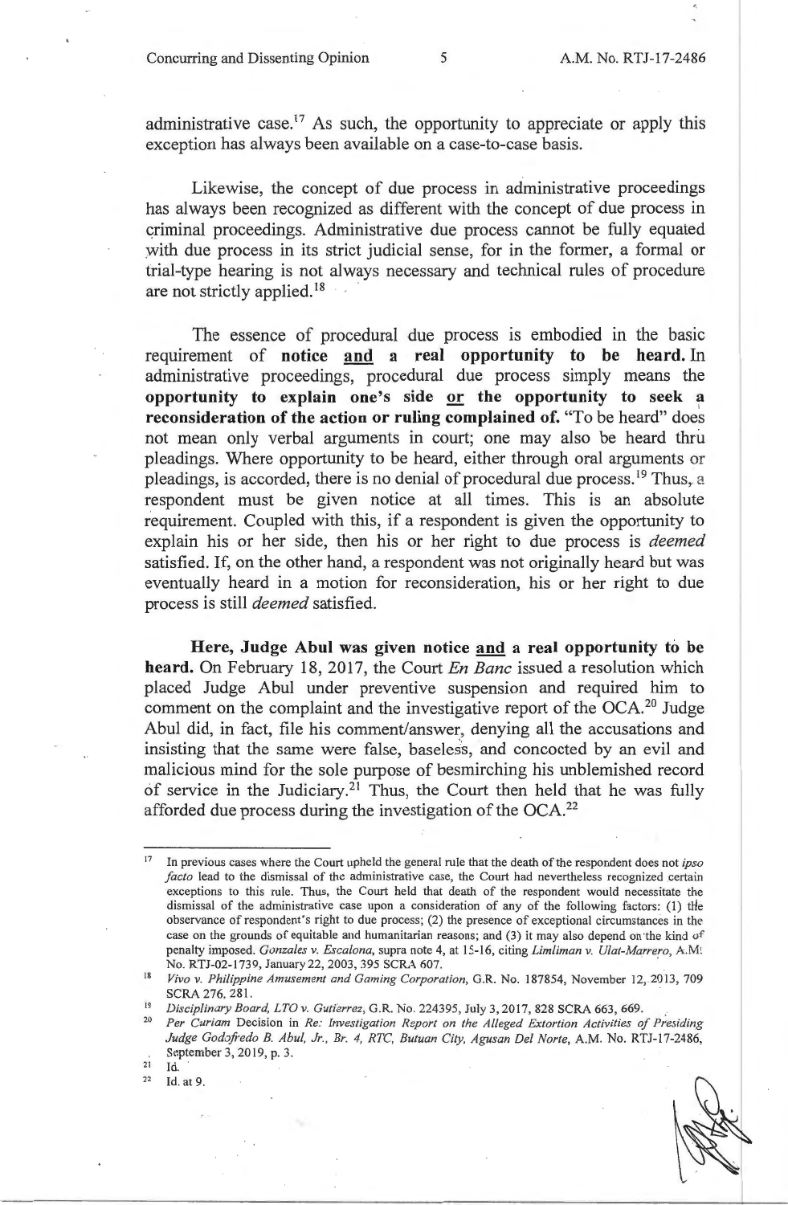administrative case.[17] As such, the opportunity to appreciate or apply this exception has always been available on a case-to-case basis.

Likewise, the concept of due process in administrative proceedings has always been recognized as different with the concept of due process in criminal proceedings. Administrative due process cannot be fully equated with due process in its strict judicial sense, for in the former, a formal or trial-type hearing is not always necessary and technical rules of procedure are not strictly applied.[18]

The essence of procedural due process is embodied in the basic requirement of **notice and a real opportunity to be heard.** In administrative proceedings, procedural due process simply means the **opportunity to explain one's side or the opportunity to seek a reconsideration of the action or ruling complained of.** "To be heard" does not mean only verbal arguments in court; one may also be heard thru pleadings. Where opportunity to be heard, either through oral arguments or pleadings, is accorded, there is no denial of procedural due process.[19] Thus, a respondent must be given notice at all times. This is an absolute requirement. Coupled with this, if a respondent is given the opportunity to explain his or her side, then his or her right to due process is *deemed* satisfied. If, on the other hand, a respondent was not originally heard but was eventually heard in a motion for reconsideration, his or her right to due process is still *deemed* satisfied.

**Here, Judge Abul was given notice and a real opportunity to be heard.** On February 18, 2017, the Court *En Banc* issued a resolution which placed Judge Abul under preventive suspension and required him to comment on the complaint and the investigative report of the OCA.[20] Judge Abul did, in fact, file his comment/answer, denying all the accusations and insisting that the same were false, baseless, and concocted by an evil and malicious mind for the sole purpose of besmirching his unblemished record of service in the Judiciary.[21] Thus, the Court then held that he was fully afforded due process during the investigation of the OCA.[22]

---

[17] In previous cases where the Court upheld the general rule that the death of the respondent does not *ipso facto* lead to the dismissal of the administrative case, the Court had nevertheless recognized certain exceptions to this rule. Thus, the Court held that death of the respondent would necessitate the dismissal of the administrative case upon a consideration of any of the following factors: (1) the observance of respondent's right to due process; (2) the presence of exceptional circumstances in the case on the grounds of equitable and humanitarian reasons; and (3) it may also depend on the kind of penalty imposed. *Gonzales v. Escalona*, supra note 4, at 15-16, citing *Limliman v. Ulat-Marrero*, A.M. No. RTJ-02-1739, January 22, 2003, 395 SCRA 607.

[18] *Vivo v. Philippine Amusement and Gaming Corporation*, G.R. No. 187854, November 12, 2013, 709 SCRA 276, 281.

[19] *Disciplinary Board, LTO v. Gutierrez*, G.R. No. 224395, July 3, 2017, 828 SCRA 663, 669.

[20] *Per Curiam* Decision in *Re: Investigation Report on the Alleged Extortion Activities of Presiding Judge Godofredo B. Abul, Jr., Br. 4, RTC, Butuan City, Agusan Del Norte*, A.M. No. RTJ-17-2486, September 3, 2019, p. 3.

[21] Id.

[22] Id. at 9.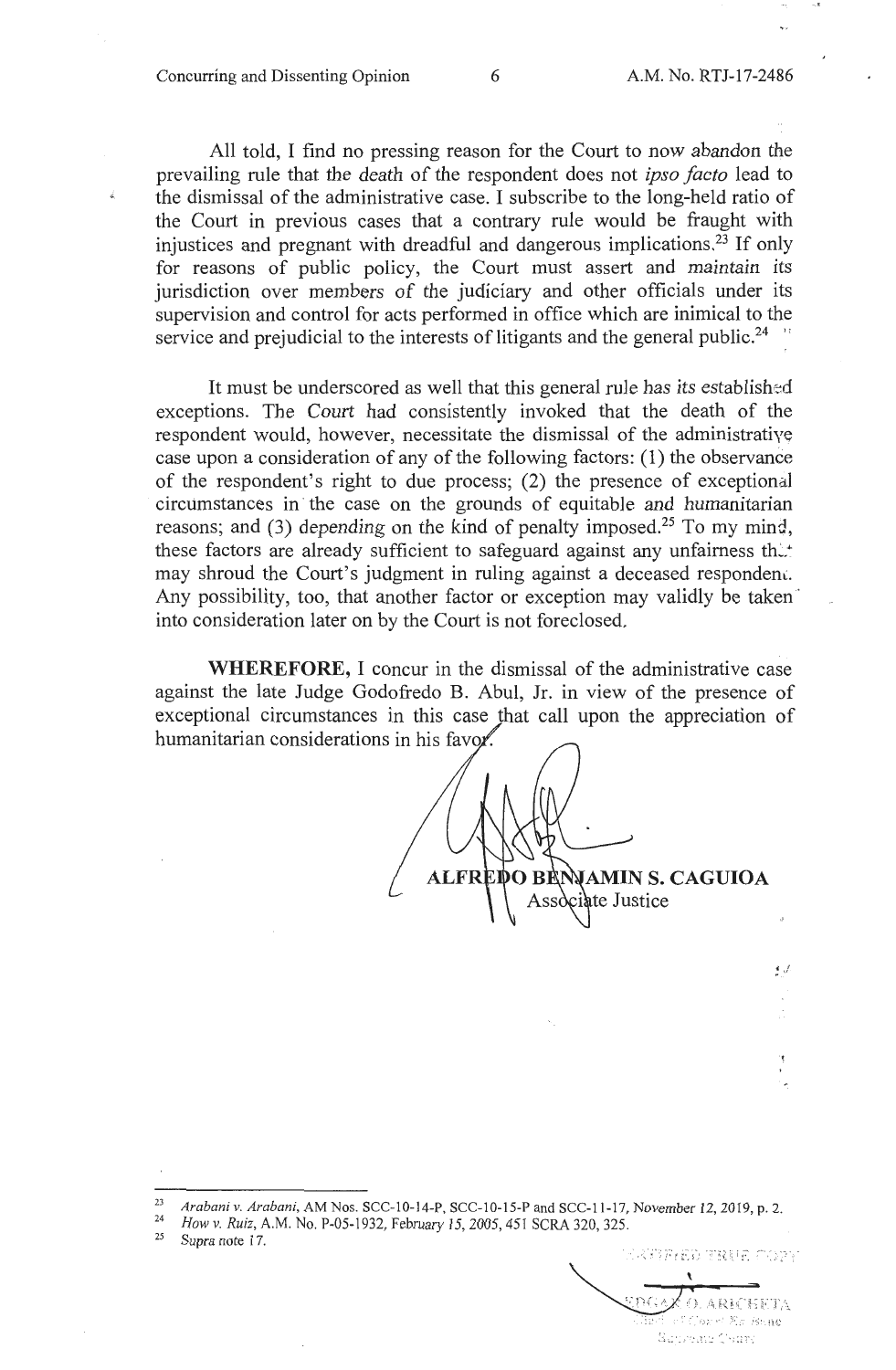All told, I find no pressing reason for the Court to now abandon the prevailing rule that the death of the respondent does not *ipso facto* lead to the dismissal of the administrative case. I subscribe to the long-held ratio of the Court in previous cases that a contrary rule would be fraught with injustices and pregnant with dreadful and dangerous implications.[23] If only for reasons of public policy, the Court must assert and maintain its jurisdiction over members of the judiciary and other officials under its supervision and control for acts performed in office which are inimical to the service and prejudicial to the interests of litigants and the general public.[24]

It must be underscored as well that this general rule has its established exceptions. The Court had consistently invoked that the death of the respondent would, however, necessitate the dismissal of the administrative case upon a consideration of any of the following factors: (1) the observance of the respondent's right to due process; (2) the presence of exceptional circumstances in the case on the grounds of equitable and humanitarian reasons; and (3) depending on the kind of penalty imposed.[25] To my mind, these factors are already sufficient to safeguard against any unfairness that may shroud the Court's judgment in ruling against a deceased respondent. Any possibility, too, that another factor or exception may validly be taken into consideration later on by the Court is not foreclosed.

**WHEREFORE,** I concur in the dismissal of the administrative case against the late Judge Godofredo B. Abul, Jr. in view of the presence of exceptional circumstances in this case that call upon the appreciation of humanitarian considerations in his favor.

**ALFREDO BENJAMIN S. CAGUIOA**
Associate Justice

---

[23] *Arabani v. Arabani*, AM Nos. SCC-10-14-P, SCC-10-15-P and SCC-11-17, November 12, 2019, p. 2.

[24] *How v. Ruiz*, A.M. No. P-05-1932, February 15, 2005, 451 SCRA 320, 325.

[25] *Supra* note 17.